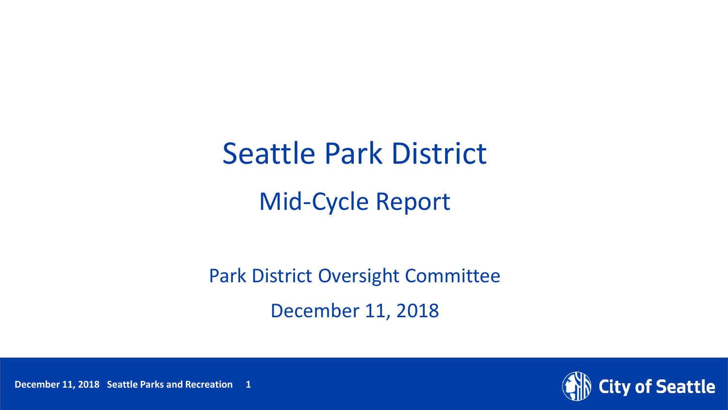# Seattle Park District

## Mid-Cycle Report

Park District Oversight Committee

December 11, 2018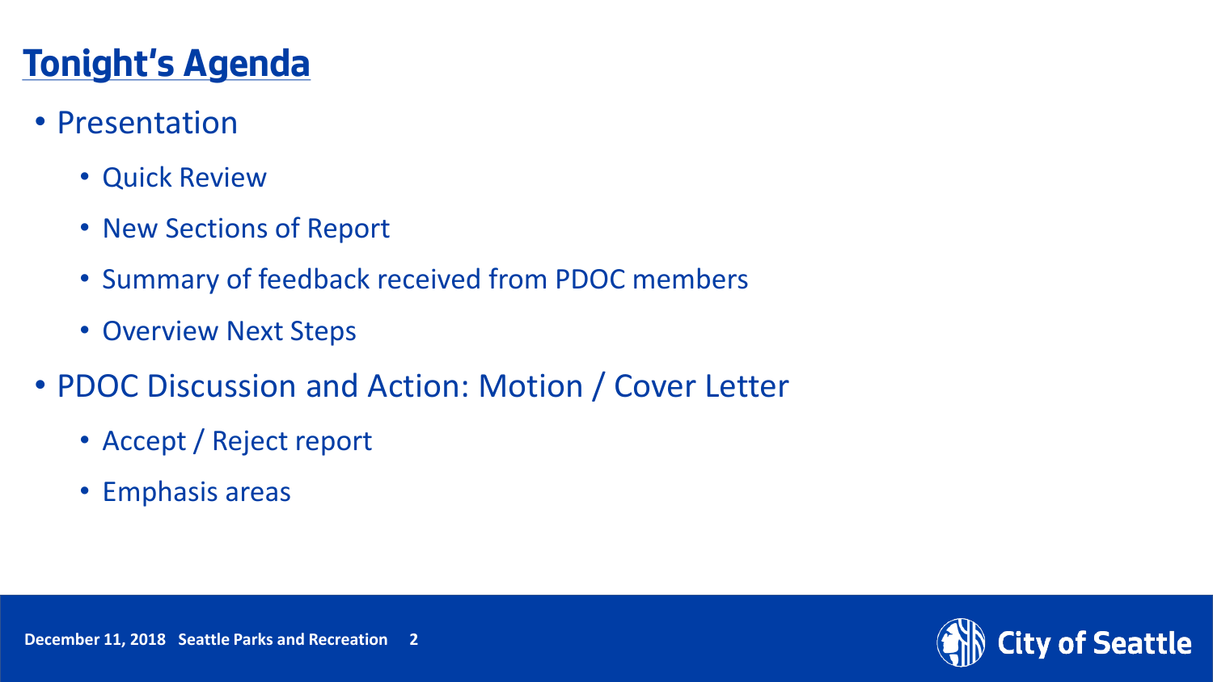# Tonight's Agenda

- Presentation
  - Quick Review
  - New Sections of Report
  - Summary of feedback received from PDOC members
  - Overview Next Steps
- PDOC Discussion and Action: Motion / Cover Letter
  - Accept / Reject report
  - Emphasis areas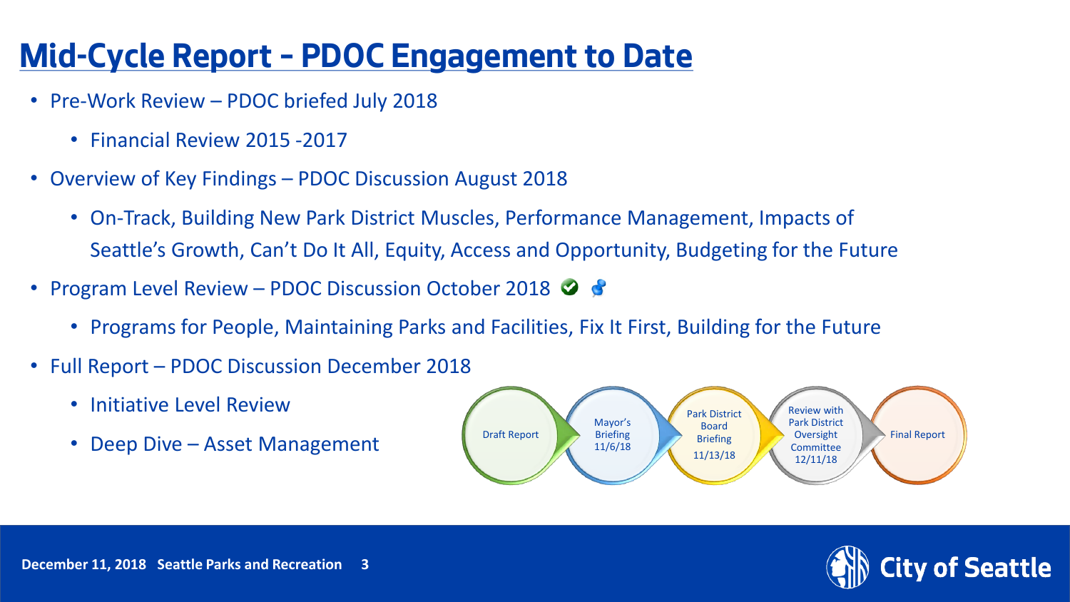# Mid-Cycle Report – PDOC Engagement to Date

- Pre-Work Review – PDOC briefed July 2018
  - Financial Review 2015 -2017
- Overview of Key Findings – PDOC Discussion August 2018
  - On-Track, Building New Park District Muscles, Performance Management, Impacts of Seattle's Growth, Can't Do It All, Equity, Access and Opportunity, Budgeting for the Future
- Program Level Review – PDOC Discussion October 2018
  - Programs for People, Maintaining Parks and Facilities, Fix It First, Building for the Future
- Full Report – PDOC Discussion December 2018
  - Initiative Level Review
  - Deep Dive – Asset Management

Draft Report → Mayor's Briefing 11/6/18 → Park District Board Briefing 11/13/18 → Review with Park District Oversight Committee 12/11/18 → Final Report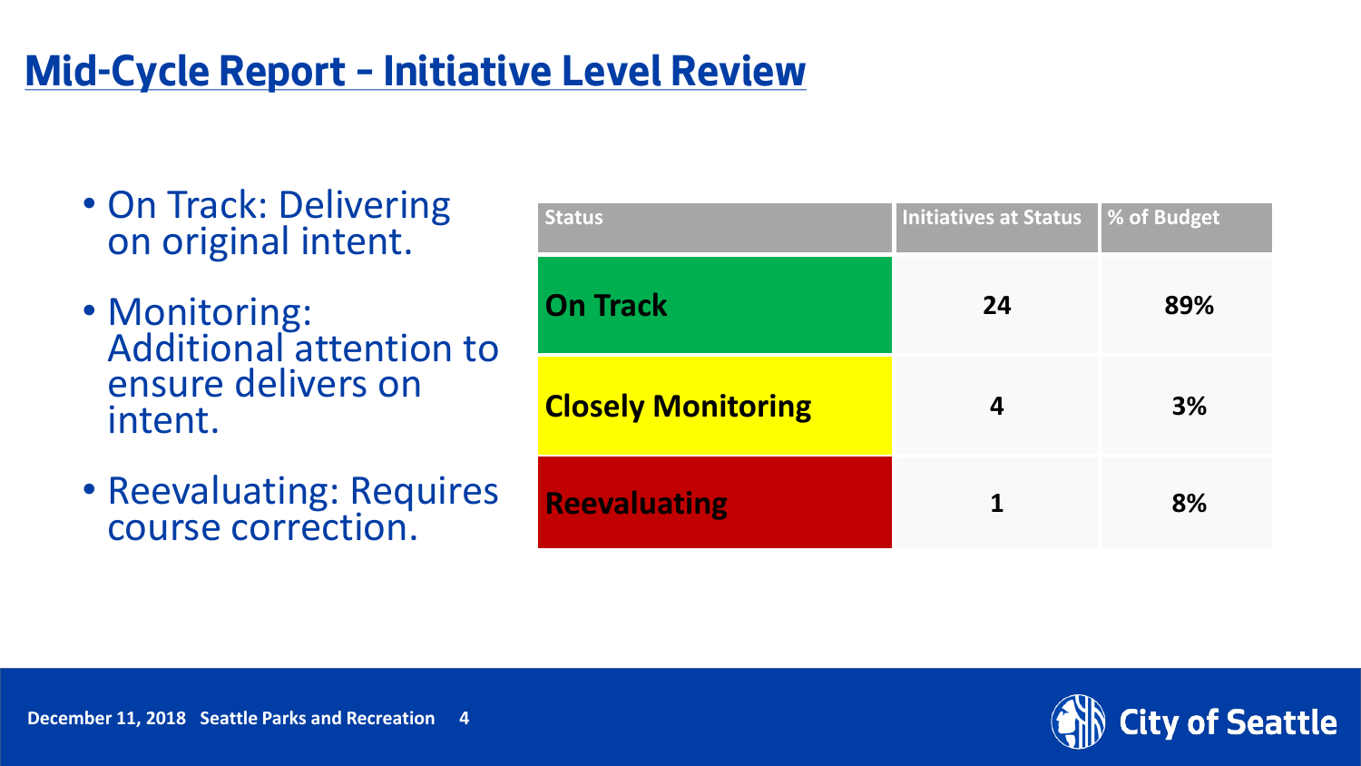# Mid-Cycle Report – Initiative Level Review

- On Track: Delivering on original intent.
- Monitoring: Additional attention to ensure delivers on intent.
- Reevaluating: Requires course correction.

| Status | Initiatives at Status | % of Budget |
|---|---|---|
| **On Track** | **24** | **89%** |
| **Closely Monitoring** | **4** | **3%** |
| **Reevaluating** | **1** | **8%** |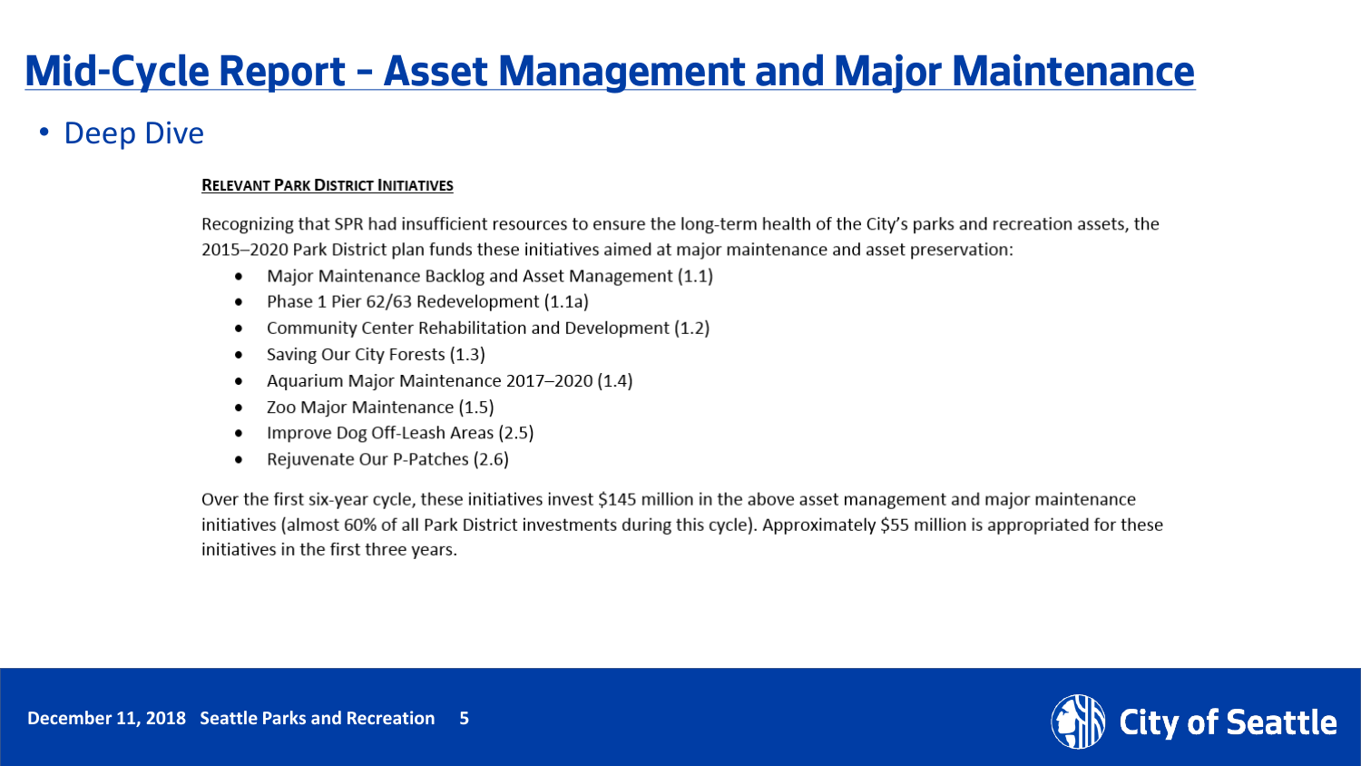# Mid-Cycle Report – Asset Management and Major Maintenance

- Deep Dive

**RELEVANT PARK DISTRICT INITIATIVES**

Recognizing that SPR had insufficient resources to ensure the long-term health of the City's parks and recreation assets, the 2015–2020 Park District plan funds these initiatives aimed at major maintenance and asset preservation:

- Major Maintenance Backlog and Asset Management (1.1)
- Phase 1 Pier 62/63 Redevelopment (1.1a)
- Community Center Rehabilitation and Development (1.2)
- Saving Our City Forests (1.3)
- Aquarium Major Maintenance 2017–2020 (1.4)
- Zoo Major Maintenance (1.5)
- Improve Dog Off-Leash Areas (2.5)
- Rejuvenate Our P-Patches (2.6)

Over the first six-year cycle, these initiatives invest $145 million in the above asset management and major maintenance initiatives (almost 60% of all Park District investments during this cycle). Approximately $55 million is appropriated for these initiatives in the first three years.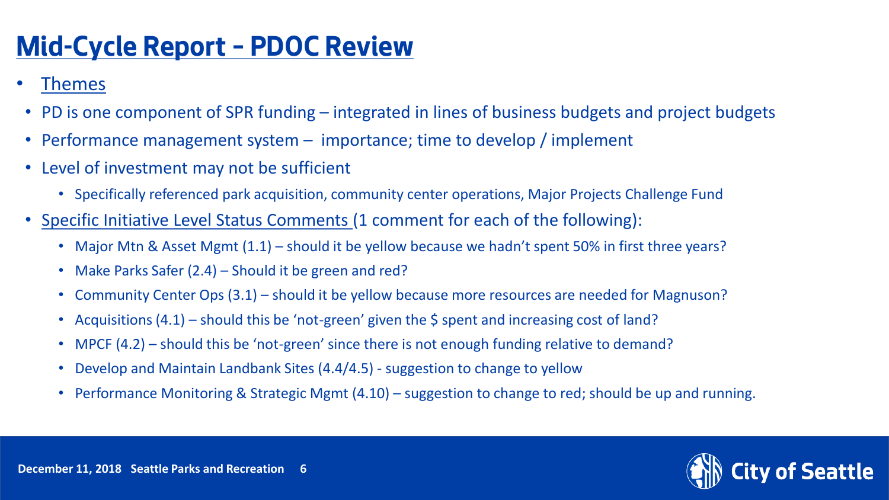# Mid-Cycle Report – PDOC Review

- Themes
  - PD is one component of SPR funding – integrated in lines of business budgets and project budgets
  - Performance management system – importance; time to develop / implement
  - Level of investment may not be sufficient
    - Specifically referenced park acquisition, community center operations, Major Projects Challenge Fund
  - Specific Initiative Level Status Comments (1 comment for each of the following):
    - Major Mtn & Asset Mgmt (1.1) – should it be yellow because we hadn't spent 50% in first three years?
    - Make Parks Safer (2.4) – Should it be green and red?
    - Community Center Ops (3.1) – should it be yellow because more resources are needed for Magnuson?
    - Acquisitions (4.1) – should this be 'not-green' given the $ spent and increasing cost of land?
    - MPCF (4.2) – should this be 'not-green' since there is not enough funding relative to demand?
    - Develop and Maintain Landbank Sites (4.4/4.5) - suggestion to change to yellow
    - Performance Monitoring & Strategic Mgmt (4.10) – suggestion to change to red; should be up and running.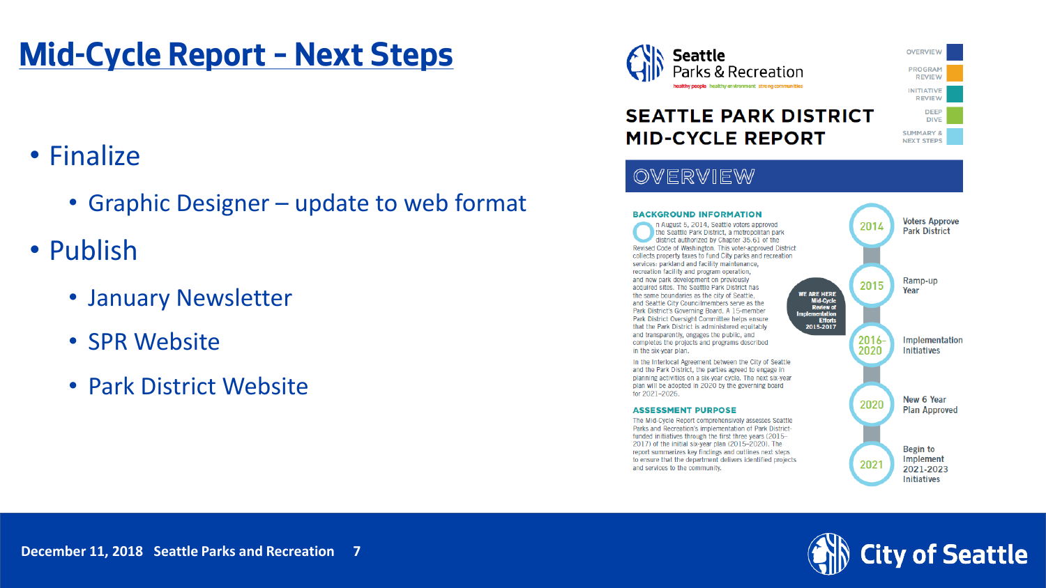# Mid-Cycle Report – Next Steps

- Finalize
  - Graphic Designer – update to web format
- Publish
  - January Newsletter
  - SPR Website
  - Park District Website

Seattle Parks & Recreation

healthy people healthy environment strong communities

OVERVIEW

PROGRAM REVIEW

INITIATIVE REVIEW

DEEP DIVE

SUMMARY & NEXT STEPS

## SEATTLE PARK DISTRICT MID-CYCLE REPORT

## OVERVIEW

### BACKGROUND INFORMATION

On August 5, 2014, Seattle voters approved the Seattle Park District, a metropolitan park district authorized by Chapter 35.61 of the Revised Code of Washington. This voter-approved District collects property taxes to fund City parks and recreation services: parkland and facility maintenance, recreation facility and program operation, and new park development on previously acquired sites. The Seattle Park District has the same boundaries as the city of Seattle, and Seattle City Councilmembers serve as the Park District's Governing Board. A 15-member Park District Oversight Committee helps ensure that the Park District is administered equitably and transparently, engages the public, and completes the projects and programs described in the six-year plan.

In the Interlocal Agreement between the City of Seattle and the Park District, the parties agreed to engage in planning activities on a six-year cycle. The next six-year plan will be adopted in 2020 by the governing board for 2021–2026.

### ASSESSMENT PURPOSE

The Mid-Cycle Report comprehensively assesses Seattle Parks and Recreation's implementation of Park District-funded initiatives through the first three years (2015–2017) of the initial six-year plan (2015–2020). The report summarizes key findings and outlines next steps to ensure that the department delivers identified projects and services to the community.

WE ARE HERE Mid-Cycle Review of Implementation Efforts 2015-2017

- 2014 – Voters Approve Park District
- 2015 – Ramp-up Year
- 2016-2020 – Implementation Initiatives
- 2020 – New 6 Year Plan Approved
- 2021 – Begin to Implement 2021-2023 Initiatives

December 11, 2018 Seattle Parks and Recreation

City of Seattle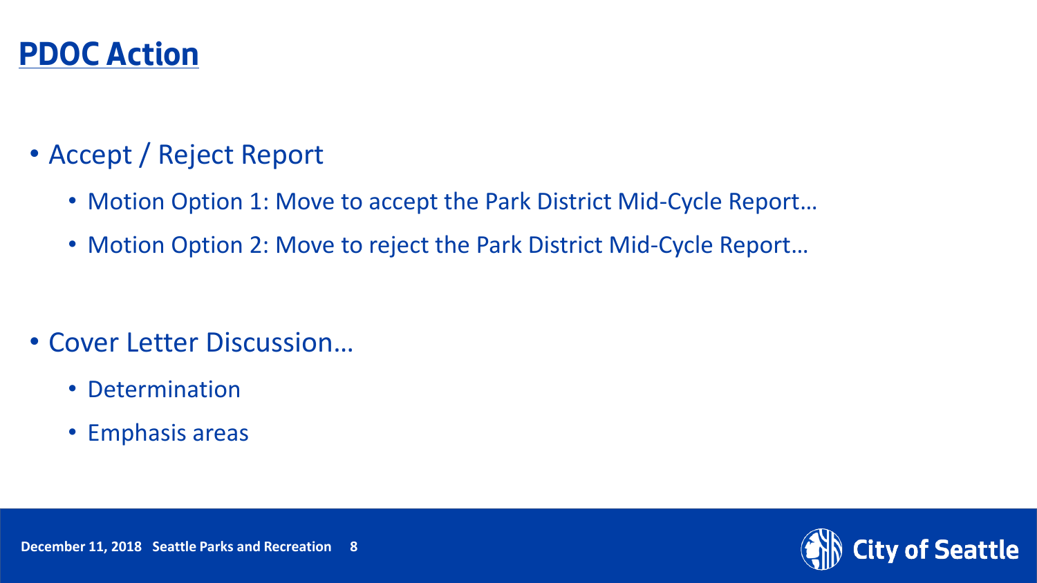# PDOC Action

- Accept / Reject Report
  - Motion Option 1: Move to accept the Park District Mid-Cycle Report…
  - Motion Option 2: Move to reject the Park District Mid-Cycle Report…

- Cover Letter Discussion…
  - Determination
  - Emphasis areas